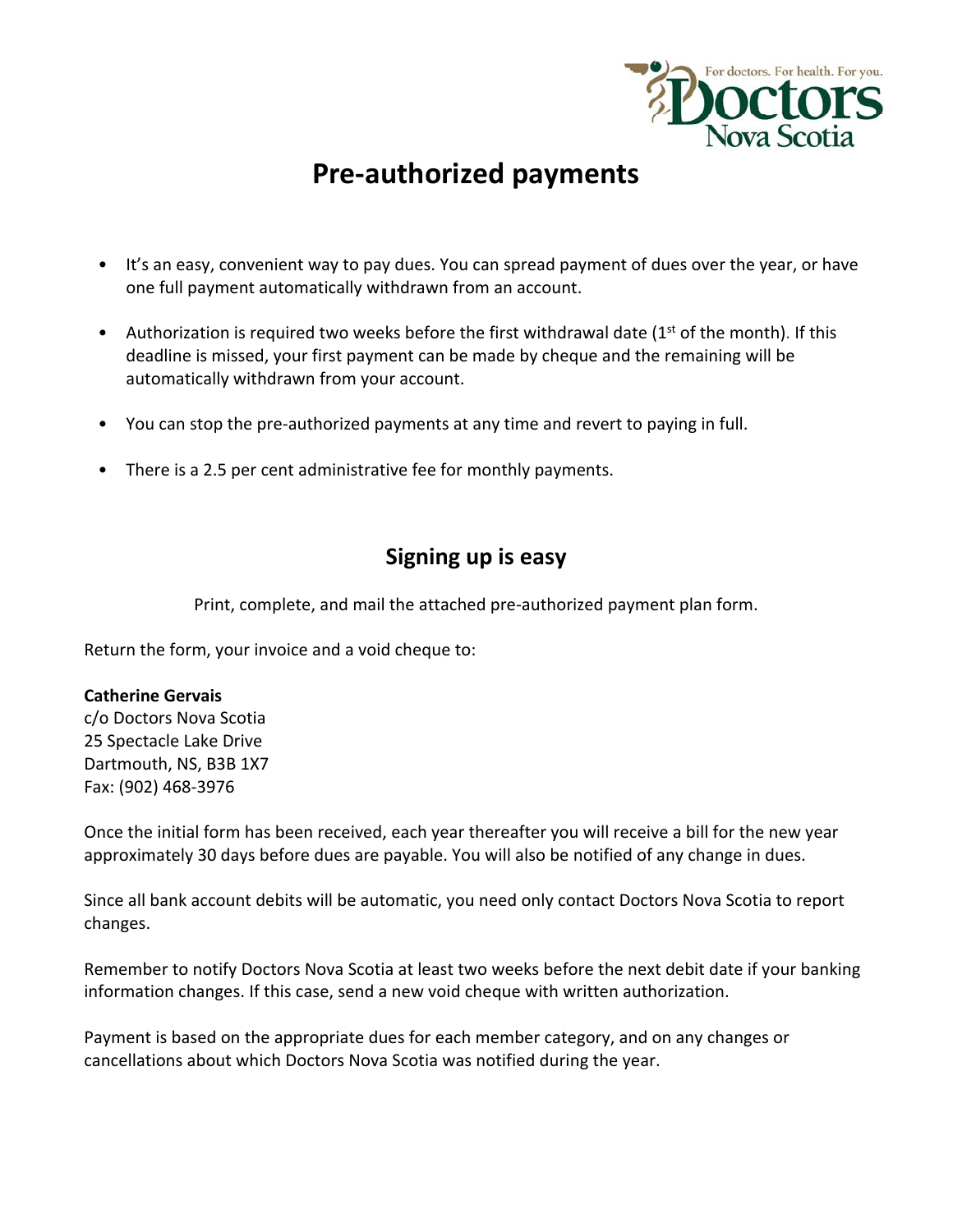# Pre-authorized payments

- It's an easy, convenient way to pay dues. You can spread payment of dues over the year, or have one full payment automatically withdrawn from an account.
- Authorization is required two weeks before the first withdrawal date (1st of the month). If this deadline is missed, your first payment can be made by cheque and the remaining will be automatically withdrawn from your account.
- You can stop the pre-authorized payments at any time and revert to paying in full.
- There is a 2.5 per cent administrative fee for monthly payments.

## Signing up is easy

Print, complete, and mail the attached pre-authorized payment plan form.

Return the form, your invoice and a void cheque to:

**Catherine Gervais**
c/o Doctors Nova Scotia
25 Spectacle Lake Drive
Dartmouth, NS, B3B 1X7
Fax: (902) 468-3976

Once the initial form has been received, each year thereafter you will receive a bill for the new year approximately 30 days before dues are payable. You will also be notified of any change in dues.

Since all bank account debits will be automatic, you need only contact Doctors Nova Scotia to report changes.

Remember to notify Doctors Nova Scotia at least two weeks before the next debit date if your banking information changes. If this case, send a new void cheque with written authorization.

Payment is based on the appropriate dues for each member category, and on any changes or cancellations about which Doctors Nova Scotia was notified during the year.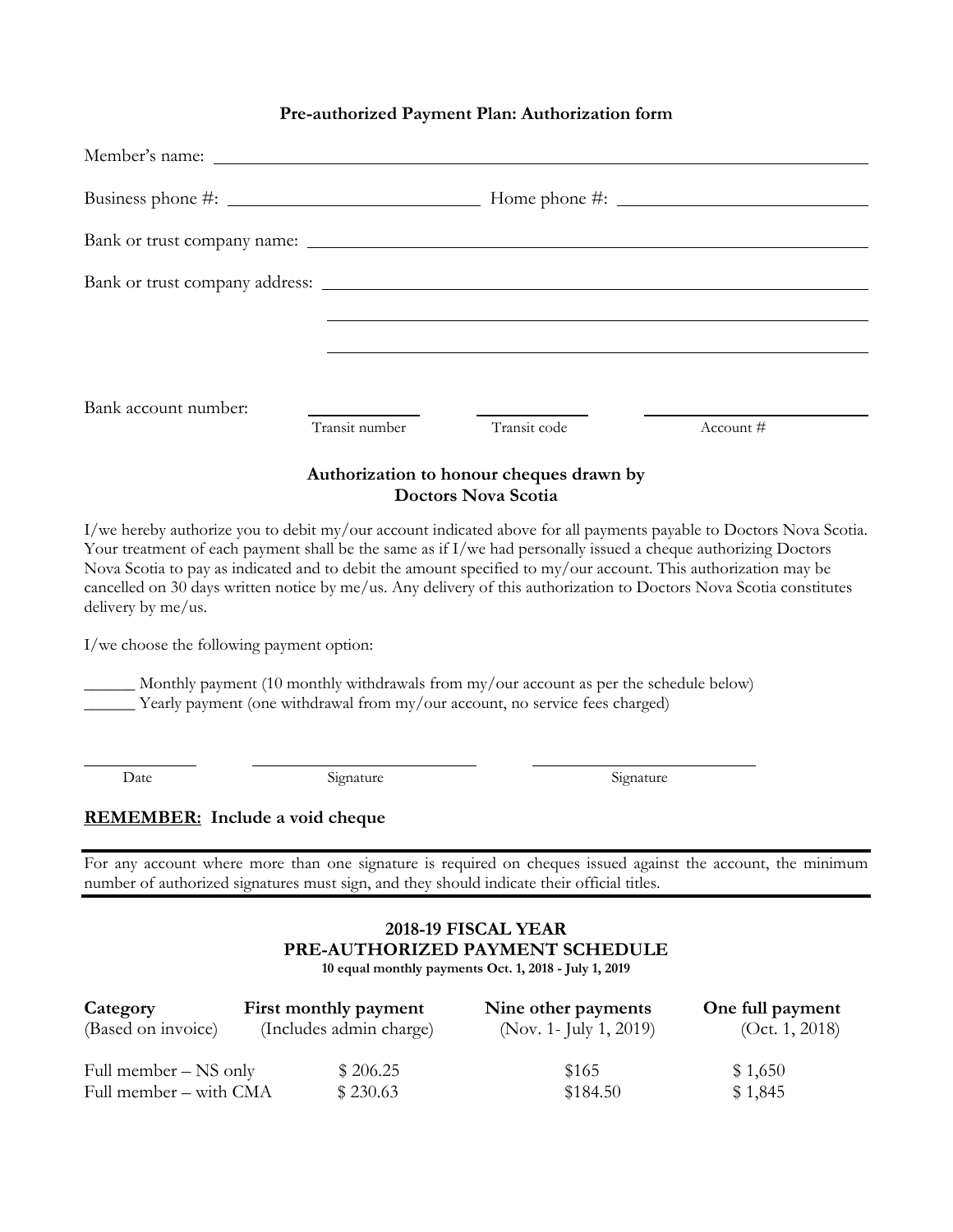## Pre-authorized Payment Plan: Authorization form

Member's name: ______________________________

Business phone #: ______________________ Home phone #: ______________________

Bank or trust company name: ______________________________

Bank or trust company address: ______________________________

______________________________

______________________________

Bank account number: __________ __________ ______________

Transit number    Transit code    Account #

### Authorization to honour cheques drawn by Doctors Nova Scotia

I/we hereby authorize you to debit my/our account indicated above for all payments payable to Doctors Nova Scotia. Your treatment of each payment shall be the same as if I/we had personally issued a cheque authorizing Doctors Nova Scotia to pay as indicated and to debit the amount specified to my/our account. This authorization may be cancelled on 30 days written notice by me/us. Any delivery of this authorization to Doctors Nova Scotia constitutes delivery by me/us.

I/we choose the following payment option:

______ Monthly payment (10 monthly withdrawals from my/our account as per the schedule below)
______ Yearly payment (one withdrawal from my/our account, no service fees charged)

__________ ______________________ ______________________

Date    Signature    Signature

**<u>REMEMBER:</u> Include a void cheque**

For any account where more than one signature is required on cheques issued against the account, the minimum number of authorized signatures must sign, and they should indicate their official titles.

### 2018-19 FISCAL YEAR PRE-AUTHORIZED PAYMENT SCHEDULE

**10 equal monthly payments Oct. 1, 2018 - July 1, 2019**

| **Category** (Based on invoice) | **First monthly payment** (Includes admin charge) | **Nine other payments** (Nov. 1- July 1, 2019) | **One full payment** (Oct. 1, 2018) |
|---|---|---|---|
| Full member – NS only | $ 206.25 | $165 | $ 1,650 |
| Full member – with CMA | $ 230.63 | $184.50 | $ 1,845 |